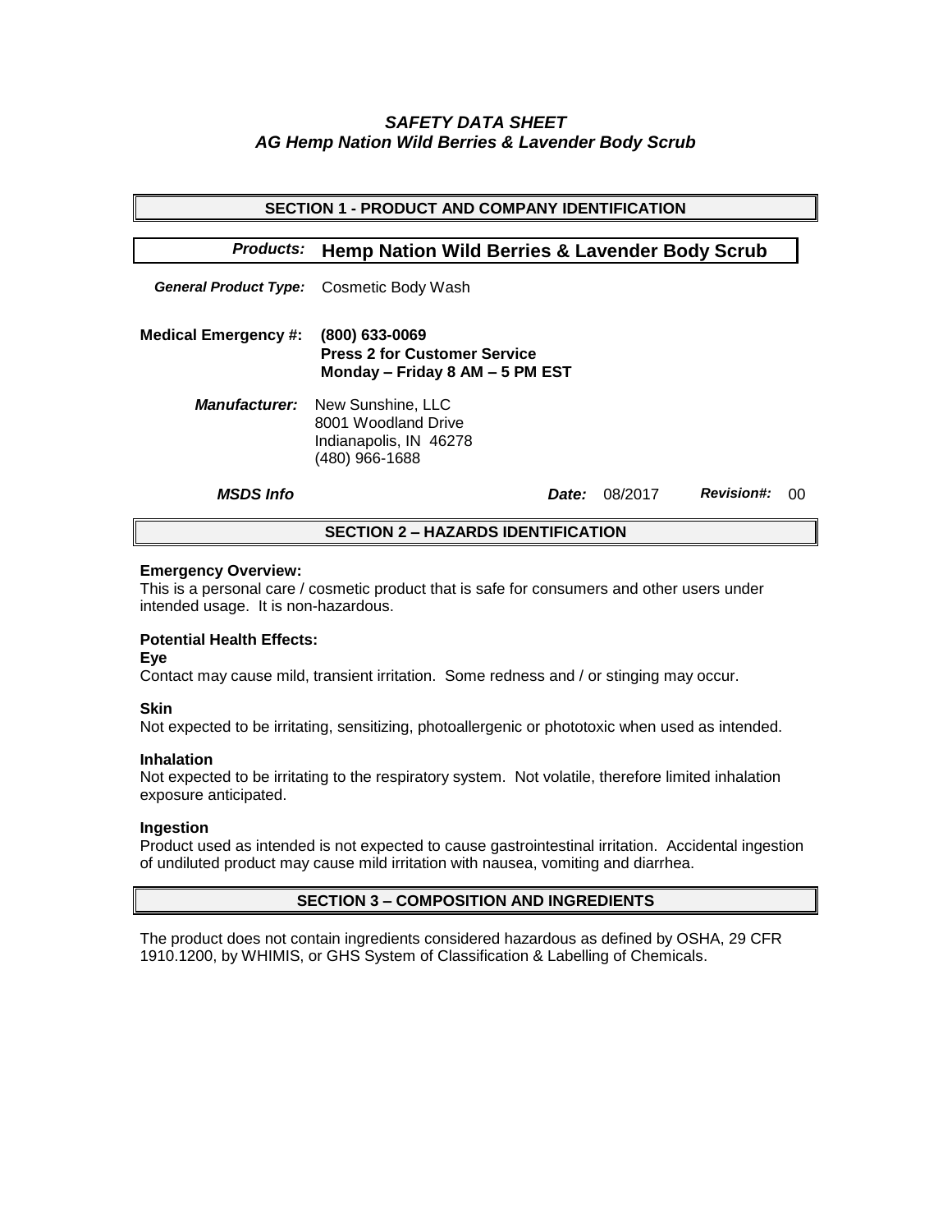# *SAFETY DATA SHEET*
## *AG Hemp Nation Wild Berries & Lavender Body Scrub*

## SECTION 1 - PRODUCT AND COMPANY IDENTIFICATION

***Products:*** **Hemp Nation Wild Berries & Lavender Body Scrub**

***General Product Type:*** Cosmetic Body Wash

**Medical Emergency #:** **(800) 633-0069**
**Press 2 for Customer Service**
**Monday – Friday 8 AM – 5 PM EST**

***Manufacturer:*** New Sunshine, LLC
8001 Woodland Drive
Indianapolis, IN 46278
(480) 966-1688

***MSDS Info*** ***Date:*** 08/2017 ***Revision#:*** 00

## SECTION 2 – HAZARDS IDENTIFICATION

**Emergency Overview:**
This is a personal care / cosmetic product that is safe for consumers and other users under intended usage. It is non-hazardous.

**Potential Health Effects:**

**Eye**
Contact may cause mild, transient irritation. Some redness and / or stinging may occur.

**Skin**
Not expected to be irritating, sensitizing, photoallergenic or phototoxic when used as intended.

**Inhalation**
Not expected to be irritating to the respiratory system. Not volatile, therefore limited inhalation exposure anticipated.

**Ingestion**
Product used as intended is not expected to cause gastrointestinal irritation. Accidental ingestion of undiluted product may cause mild irritation with nausea, vomiting and diarrhea.

## SECTION 3 – COMPOSITION AND INGREDIENTS

The product does not contain ingredients considered hazardous as defined by OSHA, 29 CFR 1910.1200, by WHIMIS, or GHS System of Classification & Labelling of Chemicals.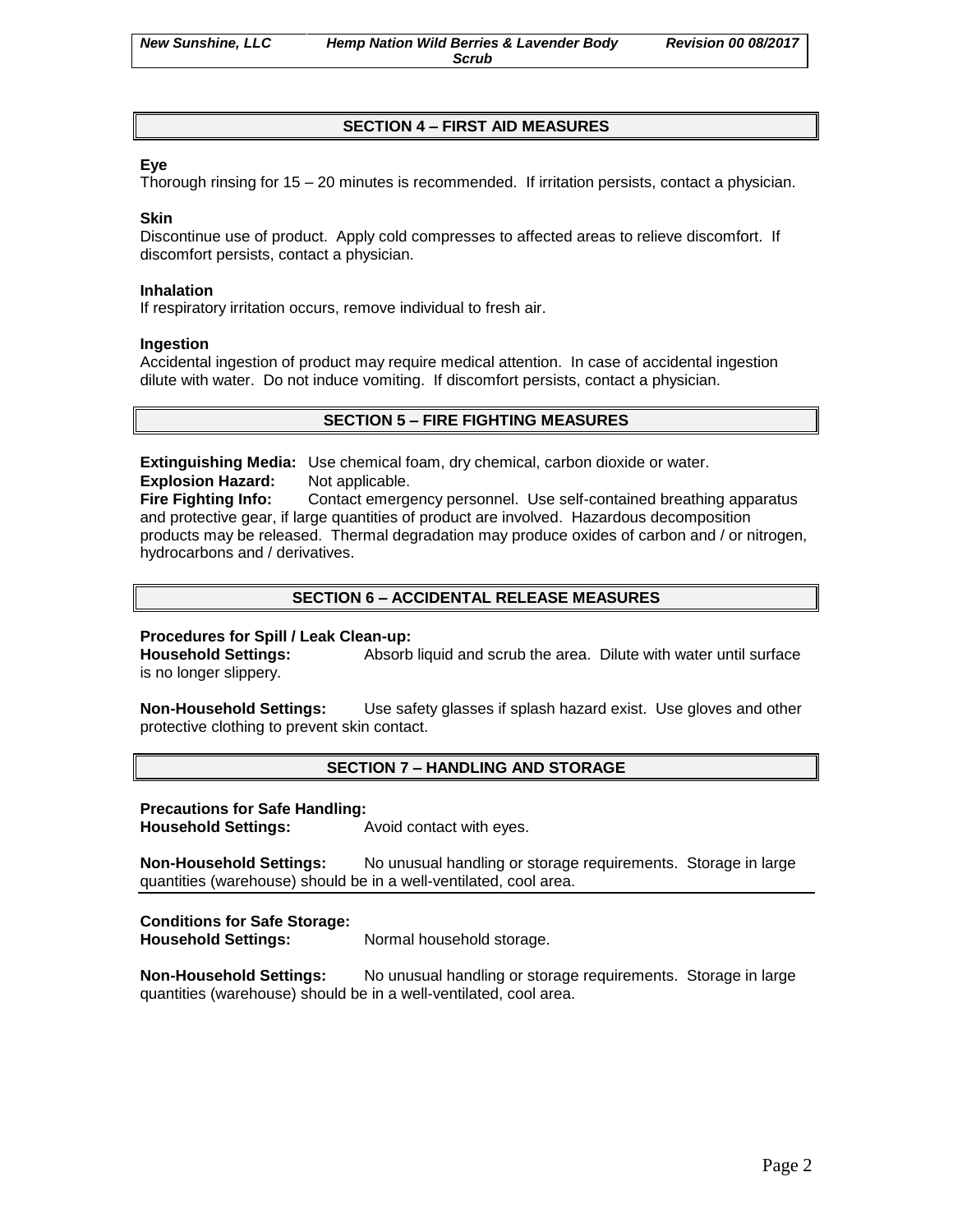## SECTION 4 – FIRST AID MEASURES

**Eye**
Thorough rinsing for 15 – 20 minutes is recommended. If irritation persists, contact a physician.

**Skin**
Discontinue use of product. Apply cold compresses to affected areas to relieve discomfort. If discomfort persists, contact a physician.

**Inhalation**
If respiratory irritation occurs, remove individual to fresh air.

**Ingestion**
Accidental ingestion of product may require medical attention. In case of accidental ingestion dilute with water. Do not induce vomiting. If discomfort persists, contact a physician.

## SECTION 5 – FIRE FIGHTING MEASURES

**Extinguishing Media:** Use chemical foam, dry chemical, carbon dioxide or water.
**Explosion Hazard:** Not applicable.
**Fire Fighting Info:** Contact emergency personnel. Use self-contained breathing apparatus and protective gear, if large quantities of product are involved. Hazardous decomposition products may be released. Thermal degradation may produce oxides of carbon and / or nitrogen, hydrocarbons and / derivatives.

## SECTION 6 – ACCIDENTAL RELEASE MEASURES

**Procedures for Spill / Leak Clean-up:**
**Household Settings:** Absorb liquid and scrub the area. Dilute with water until surface is no longer slippery.

**Non-Household Settings:** Use safety glasses if splash hazard exist. Use gloves and other protective clothing to prevent skin contact.

## SECTION 7 – HANDLING AND STORAGE

**Precautions for Safe Handling:**
**Household Settings:** Avoid contact with eyes.

**Non-Household Settings:** No unusual handling or storage requirements. Storage in large quantities (warehouse) should be in a well-ventilated, cool area.

**Conditions for Safe Storage:**
**Household Settings:** Normal household storage.

**Non-Household Settings:** No unusual handling or storage requirements. Storage in large quantities (warehouse) should be in a well-ventilated, cool area.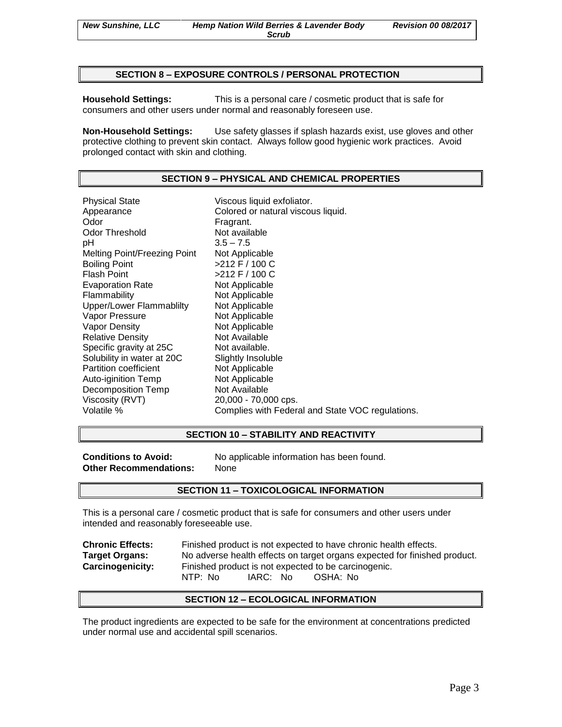## SECTION 8 – EXPOSURE CONTROLS / PERSONAL PROTECTION

**Household Settings:** This is a personal care / cosmetic product that is safe for consumers and other users under normal and reasonably foreseen use.

**Non-Household Settings:** Use safety glasses if splash hazards exist, use gloves and other protective clothing to prevent skin contact. Always follow good hygienic work practices. Avoid prolonged contact with skin and clothing.

## SECTION 9 – PHYSICAL AND CHEMICAL PROPERTIES

| | |
|---|---|
| Physical State | Viscous liquid exfoliator. |
| Appearance | Colored or natural viscous liquid. |
| Odor | Fragrant. |
| Odor Threshold | Not available |
| pH | 3.5 – 7.5 |
| Melting Point/Freezing Point | Not Applicable |
| Boiling Point | >212 F / 100 C |
| Flash Point | >212 F / 100 C |
| Evaporation Rate | Not Applicable |
| Flammability | Not Applicable |
| Upper/Lower Flammablilty | Not Applicable |
| Vapor Pressure | Not Applicable |
| Vapor Density | Not Applicable |
| Relative Density | Not Available |
| Specific gravity at 25C | Not available. |
| Solubility in water at 20C | Slightly Insoluble |
| Partition coefficient | Not Applicable |
| Auto-iginition Temp | Not Applicable |
| Decomposition Temp | Not Available |
| Viscosity (RVT) | 20,000 - 70,000 cps. |
| Volatile % | Complies with Federal and State VOC regulations. |

## SECTION 10 – STABILITY AND REACTIVITY

**Conditions to Avoid:** No applicable information has been found.
**Other Recommendations:** None

## SECTION 11 – TOXICOLOGICAL INFORMATION

This is a personal care / cosmetic product that is safe for consumers and other users under intended and reasonably foreseeable use.

**Chronic Effects:** Finished product is not expected to have chronic health effects.
**Target Organs:** No adverse health effects on target organs expected for finished product.
**Carcinogenicity:** Finished product is not expected to be carcinogenic.
NTP: No IARC: No OSHA: No

## SECTION 12 – ECOLOGICAL INFORMATION

The product ingredients are expected to be safe for the environment at concentrations predicted under normal use and accidental spill scenarios.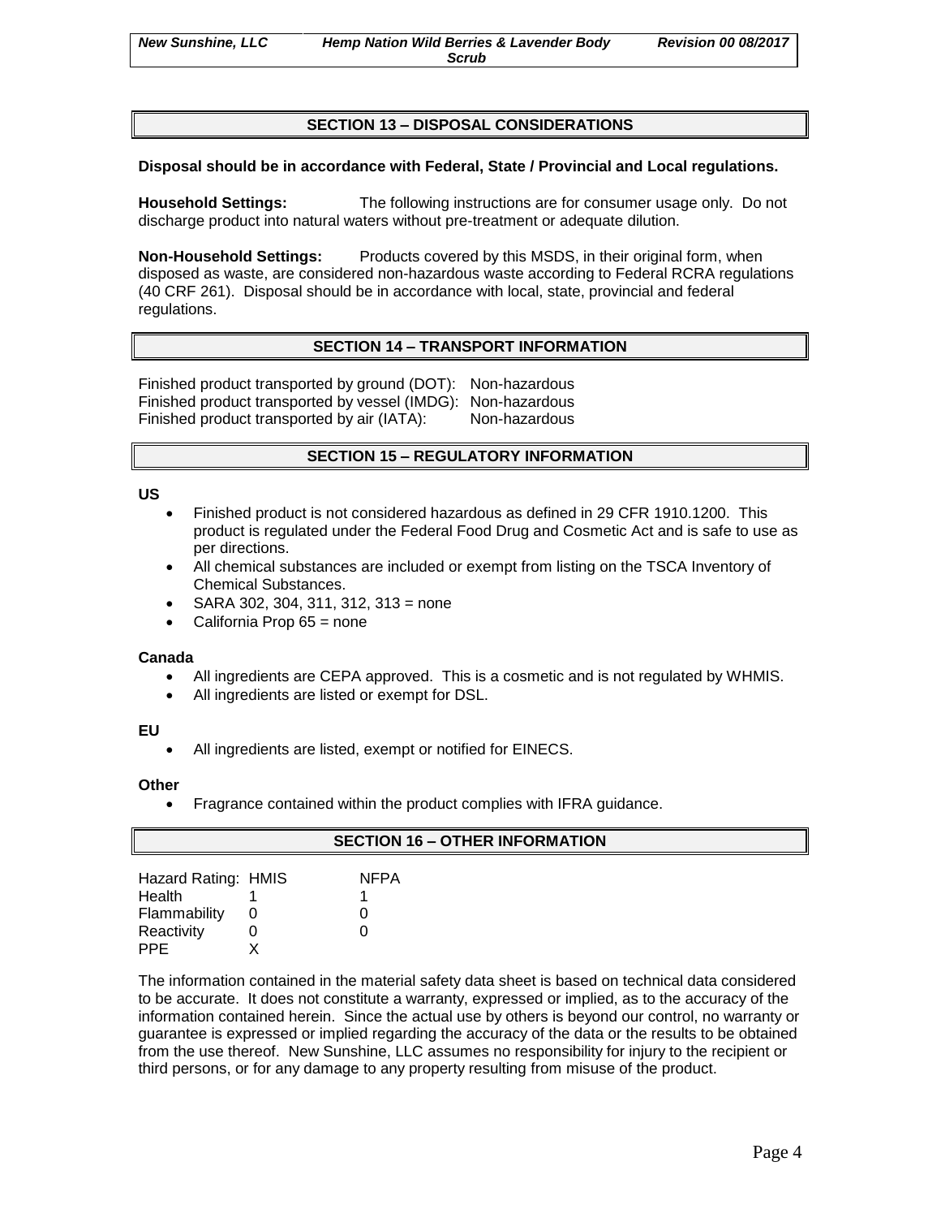## SECTION 13 – DISPOSAL CONSIDERATIONS

**Disposal should be in accordance with Federal, State / Provincial and Local regulations.**

**Household Settings:** The following instructions are for consumer usage only. Do not discharge product into natural waters without pre-treatment or adequate dilution.

**Non-Household Settings:** Products covered by this MSDS, in their original form, when disposed as waste, are considered non-hazardous waste according to Federal RCRA regulations (40 CRF 261). Disposal should be in accordance with local, state, provincial and federal regulations.

## SECTION 14 – TRANSPORT INFORMATION

Finished product transported by ground (DOT): Non-hazardous
Finished product transported by vessel (IMDG): Non-hazardous
Finished product transported by air (IATA): Non-hazardous

## SECTION 15 – REGULATORY INFORMATION

**US**

- Finished product is not considered hazardous as defined in 29 CFR 1910.1200. This product is regulated under the Federal Food Drug and Cosmetic Act and is safe to use as per directions.
- All chemical substances are included or exempt from listing on the TSCA Inventory of Chemical Substances.
- SARA 302, 304, 311, 312, 313 = none
- California Prop 65 = none

**Canada**

- All ingredients are CEPA approved. This is a cosmetic and is not regulated by WHMIS.
- All ingredients are listed or exempt for DSL.

**EU**

- All ingredients are listed, exempt or notified for EINECS.

**Other**

- Fragrance contained within the product complies with IFRA guidance.

## SECTION 16 – OTHER INFORMATION

| Hazard Rating: | HMIS | NFPA |
|---|---|---|
| Health | 1 | 1 |
| Flammability | 0 | 0 |
| Reactivity | 0 | 0 |
| PPE | X | |

The information contained in the material safety data sheet is based on technical data considered to be accurate. It does not constitute a warranty, expressed or implied, as to the accuracy of the information contained herein. Since the actual use by others is beyond our control, no warranty or guarantee is expressed or implied regarding the accuracy of the data or the results to be obtained from the use thereof. New Sunshine, LLC assumes no responsibility for injury to the recipient or third persons, or for any damage to any property resulting from misuse of the product.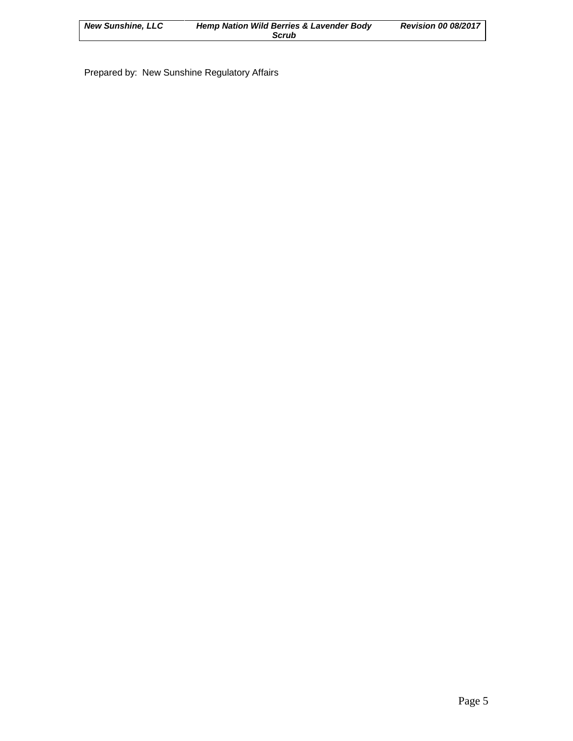Prepared by: New Sunshine Regulatory Affairs